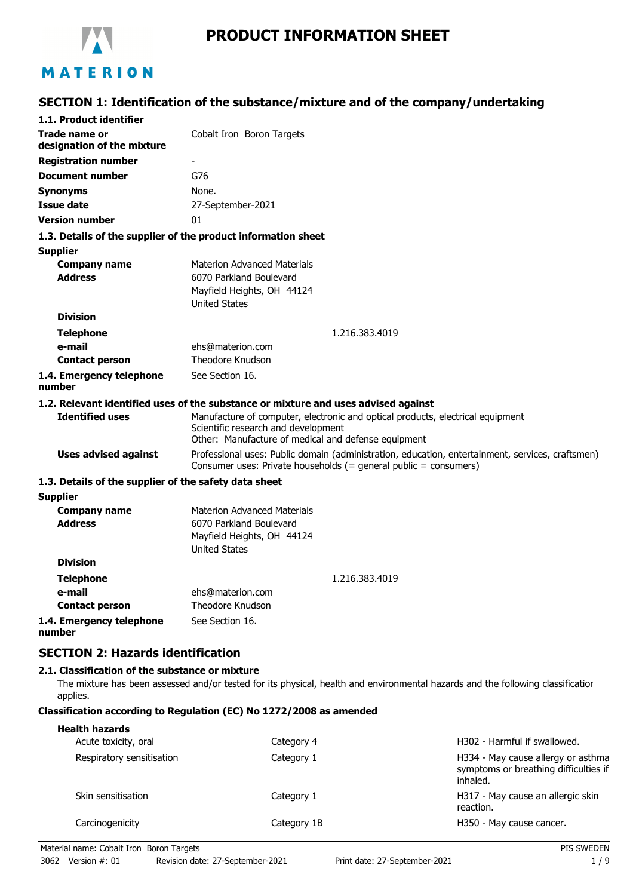# PRODUCT INFORMATION SHEET

## SECTION 1: Identification of the substance/mixture and of the company/undertaking

### 1.1. Product identifier

| | |
|---|---|
| **Trade name or designation of the mixture** | Cobalt Iron Boron Targets |
| **Registration number** | - |
| **Document number** | G76 |
| **Synonyms** | None. |
| **Issue date** | 27-September-2021 |
| **Version number** | 01 |

### 1.3. Details of the supplier of the product information sheet

**Supplier**

| | |
|---|---|
| **Company name** | Materion Advanced Materials |
| **Address** | 6070 Parkland Boulevard<br>Mayfield Heights, OH 44124<br>United States |
| **Division** | |
| **Telephone** | 1.216.383.4019 |
| **e-mail** | ehs@materion.com |
| **Contact person** | Theodore Knudson |
| **1.4. Emergency telephone number** | See Section 16. |

### 1.2. Relevant identified uses of the substance or mixture and uses advised against

| | |
|---|---|
| **Identified uses** | Manufacture of computer, electronic and optical products, electrical equipment<br>Scientific research and development<br>Other: Manufacture of medical and defense equipment |
| **Uses advised against** | Professional uses: Public domain (administration, education, entertainment, services, craftsmen)<br>Consumer uses: Private households (= general public = consumers) |

### 1.3. Details of the supplier of the safety data sheet

**Supplier**

| | |
|---|---|
| **Company name** | Materion Advanced Materials |
| **Address** | 6070 Parkland Boulevard<br>Mayfield Heights, OH 44124<br>United States |
| **Division** | |
| **Telephone** | 1.216.383.4019 |
| **e-mail** | ehs@materion.com |
| **Contact person** | Theodore Knudson |
| **1.4. Emergency telephone number** | See Section 16. |

## SECTION 2: Hazards identification

### 2.1. Classification of the substance or mixture

The mixture has been assessed and/or tested for its physical, health and environmental hazards and the following classification applies.

**Classification according to Regulation (EC) No 1272/2008 as amended**

**Health hazards**

| | | |
|---|---|---|
| Acute toxicity, oral | Category 4 | H302 - Harmful if swallowed. |
| Respiratory sensitisation | Category 1 | H334 - May cause allergy or asthma symptoms or breathing difficulties if inhaled. |
| Skin sensitisation | Category 1 | H317 - May cause an allergic skin reaction. |
| Carcinogenicity | Category 1B | H350 - May cause cancer. |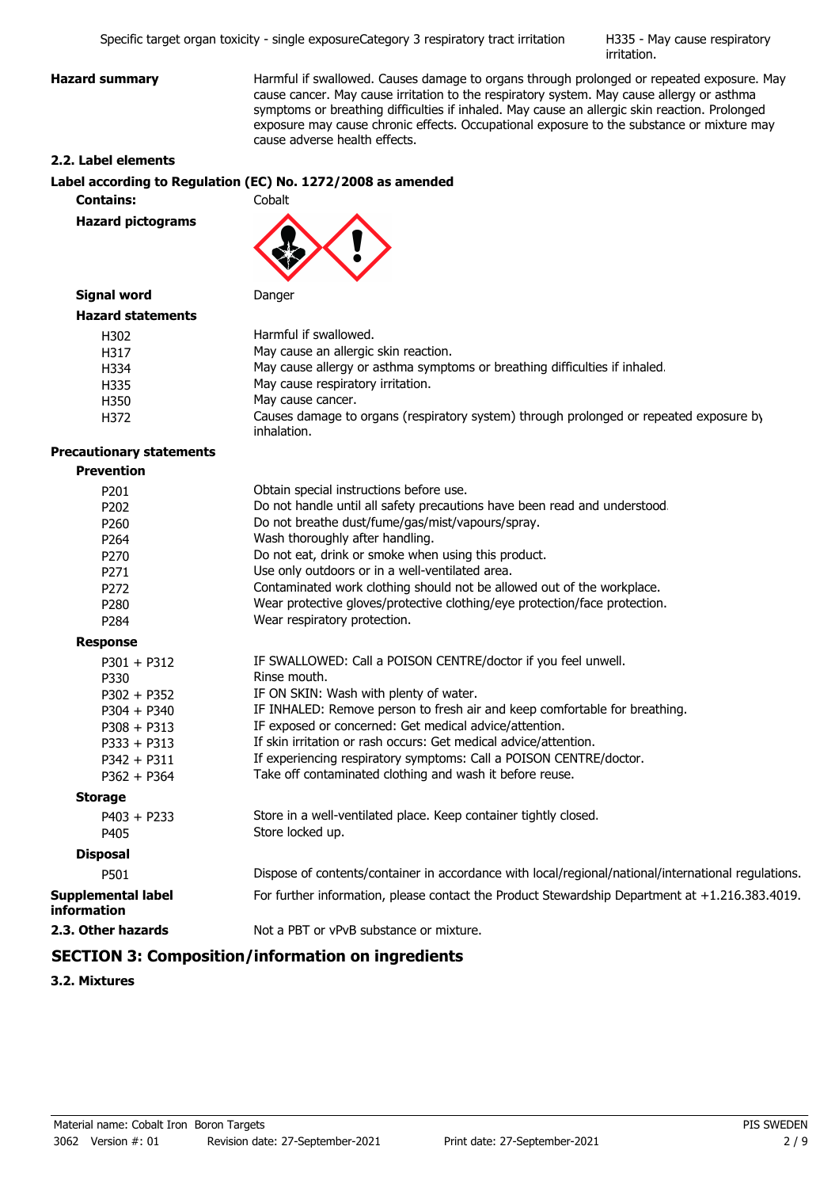| | | |
|---|---|---|
| Specific target organ toxicity - single exposure | Category 3 respiratory tract irritation | H335 - May cause respiratory irritation. |

**Hazard summary** Harmful if swallowed. Causes damage to organs through prolonged or repeated exposure. May cause cancer. May cause irritation to the respiratory system. May cause allergy or asthma symptoms or breathing difficulties if inhaled. May cause an allergic skin reaction. Prolonged exposure may cause chronic effects. Occupational exposure to the substance or mixture may cause adverse health effects.

### 2.2. Label elements

**Label according to Regulation (EC) No. 1272/2008 as amended**

**Contains:** Cobalt

**Hazard pictograms**

**Signal word** Danger

**Hazard statements**

| | |
|---|---|
| H302 | Harmful if swallowed. |
| H317 | May cause an allergic skin reaction. |
| H334 | May cause allergy or asthma symptoms or breathing difficulties if inhaled. |
| H335 | May cause respiratory irritation. |
| H350 | May cause cancer. |
| H372 | Causes damage to organs (respiratory system) through prolonged or repeated exposure by inhalation. |

**Precautionary statements**

**Prevention**

| | |
|---|---|
| P201 | Obtain special instructions before use. |
| P202 | Do not handle until all safety precautions have been read and understood. |
| P260 | Do not breathe dust/fume/gas/mist/vapours/spray. |
| P264 | Wash thoroughly after handling. |
| P270 | Do not eat, drink or smoke when using this product. |
| P271 | Use only outdoors or in a well-ventilated area. |
| P272 | Contaminated work clothing should not be allowed out of the workplace. |
| P280 | Wear protective gloves/protective clothing/eye protection/face protection. |
| P284 | Wear respiratory protection. |

**Response**

| | |
|---|---|
| P301 + P312 | IF SWALLOWED: Call a POISON CENTRE/doctor if you feel unwell. |
| P330 | Rinse mouth. |
| P302 + P352 | IF ON SKIN: Wash with plenty of water. |
| P304 + P340 | IF INHALED: Remove person to fresh air and keep comfortable for breathing. |
| P308 + P313 | IF exposed or concerned: Get medical advice/attention. |
| P333 + P313 | If skin irritation or rash occurs: Get medical advice/attention. |
| P342 + P311 | If experiencing respiratory symptoms: Call a POISON CENTRE/doctor. |
| P362 + P364 | Take off contaminated clothing and wash it before reuse. |

**Storage**

| | |
|---|---|
| P403 + P233 | Store in a well-ventilated place. Keep container tightly closed. |
| P405 | Store locked up. |

**Disposal**

| | |
|---|---|
| P501 | Dispose of contents/container in accordance with local/regional/national/international regulations. |

**Supplemental label information** For further information, please contact the Product Stewardship Department at +1.216.383.4019.

**2.3. Other hazards** Not a PBT or vPvB substance or mixture.

## SECTION 3: Composition/information on ingredients

### 3.2. Mixtures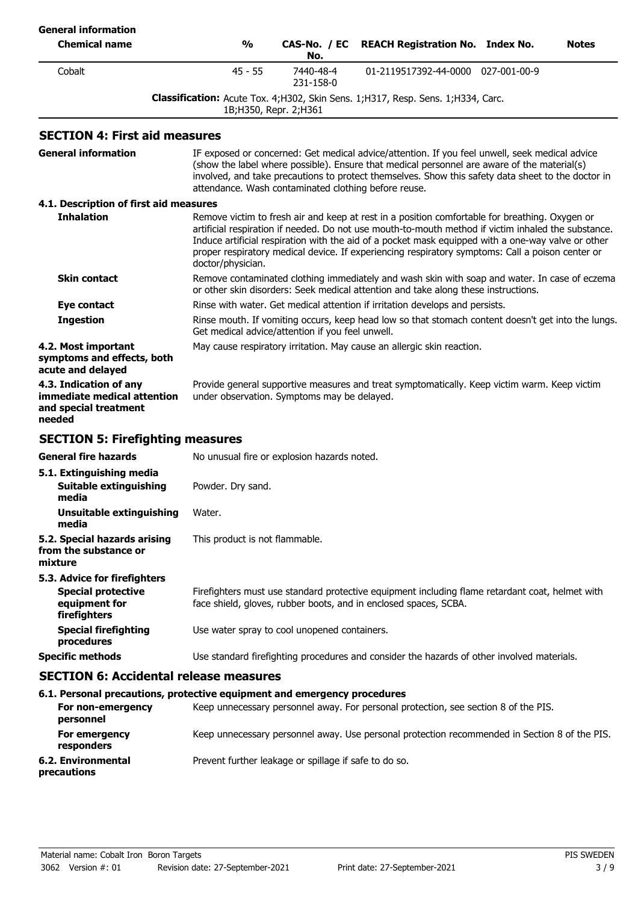**General information**

| Chemical name | % | CAS-No. / EC No. | REACH Registration No. | Index No. | Notes |
|---|---|---|---|---|---|
| Cobalt | 45 - 55 | 7440-48-4<br>231-158-0 | 01-2119517392-44-0000 | 027-001-00-9 | |
| | **Classification:** Acute Tox. 4;H302, Skin Sens. 1;H317, Resp. Sens. 1;H334, Carc. 1B;H350, Repr. 2;H361 | | | | |

## SECTION 4: First aid measures

**General information**
IF exposed or concerned: Get medical advice/attention. If you feel unwell, seek medical advice (show the label where possible). Ensure that medical personnel are aware of the material(s) involved, and take precautions to protect themselves. Show this safety data sheet to the doctor in attendance. Wash contaminated clothing before reuse.

**4.1. Description of first aid measures**

**Inhalation**
Remove victim to fresh air and keep at rest in a position comfortable for breathing. Oxygen or artificial respiration if needed. Do not use mouth-to-mouth method if victim inhaled the substance. Induce artificial respiration with the aid of a pocket mask equipped with a one-way valve or other proper respiratory medical device. If experiencing respiratory symptoms: Call a poison center or doctor/physician.

**Skin contact**
Remove contaminated clothing immediately and wash skin with soap and water. In case of eczema or other skin disorders: Seek medical attention and take along these instructions.

**Eye contact**
Rinse with water. Get medical attention if irritation develops and persists.

**Ingestion**
Rinse mouth. If vomiting occurs, keep head low so that stomach content doesn't get into the lungs. Get medical advice/attention if you feel unwell.

**4.2. Most important symptoms and effects, both acute and delayed**
May cause respiratory irritation. May cause an allergic skin reaction.

**4.3. Indication of any immediate medical attention and special treatment needed**
Provide general supportive measures and treat symptomatically. Keep victim warm. Keep victim under observation. Symptoms may be delayed.

## SECTION 5: Firefighting measures

**General fire hazards**
No unusual fire or explosion hazards noted.

**5.1. Extinguishing media**

**Suitable extinguishing media**
Powder. Dry sand.

**Unsuitable extinguishing media**
Water.

**5.2. Special hazards arising from the substance or mixture**
This product is not flammable.

**5.3. Advice for firefighters**

**Special protective equipment for firefighters**
Firefighters must use standard protective equipment including flame retardant coat, helmet with face shield, gloves, rubber boots, and in enclosed spaces, SCBA.

**Special firefighting procedures**
Use water spray to cool unopened containers.

**Specific methods**
Use standard firefighting procedures and consider the hazards of other involved materials.

## SECTION 6: Accidental release measures

**6.1. Personal precautions, protective equipment and emergency procedures**

**For non-emergency personnel**
Keep unnecessary personnel away. For personal protection, see section 8 of the PIS.

**For emergency responders**
Keep unnecessary personnel away. Use personal protection recommended in Section 8 of the PIS.

**6.2. Environmental precautions**
Prevent further leakage or spillage if safe to do so.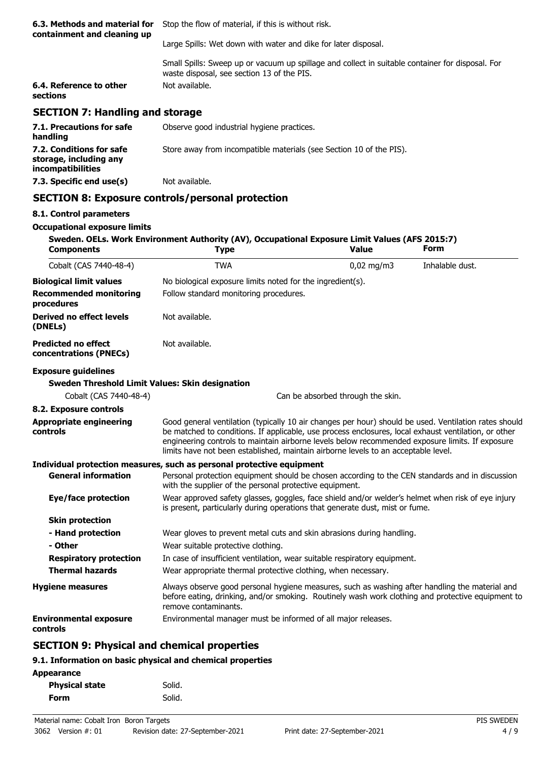| | |
|---|---|
| **6.3. Methods and material for containment and cleaning up** | Stop the flow of material, if this is without risk. |
| | Large Spills: Wet down with water and dike for later disposal. |
| | Small Spills: Sweep up or vacuum up spillage and collect in suitable container for disposal. For waste disposal, see section 13 of the PIS. |
| **6.4. Reference to other sections** | Not available. |

## SECTION 7: Handling and storage

| | |
|---|---|
| **7.1. Precautions for safe handling** | Observe good industrial hygiene practices. |
| **7.2. Conditions for safe storage, including any incompatibilities** | Store away from incompatible materials (see Section 10 of the PIS). |
| **7.3. Specific end use(s)** | Not available. |

## SECTION 8: Exposure controls/personal protection

**8.1. Control parameters**

**Occupational exposure limits**

**Sweden. OELs. Work Environment Authority (AV), Occupational Exposure Limit Values (AFS 2015:7)**

| Components | Type | Value | Form |
|---|---|---|---|
| Cobalt (CAS 7440-48-4) | TWA | 0,02 mg/m3 | Inhalable dust. |

| | |
|---|---|
| **Biological limit values** | No biological exposure limits noted for the ingredient(s). |
| **Recommended monitoring procedures** | Follow standard monitoring procedures. |
| **Derived no effect levels (DNELs)** | Not available. |
| **Predicted no effect concentrations (PNECs)** | Not available. |

**Exposure guidelines**

**Sweden Threshold Limit Values: Skin designation**

| | |
|---|---|
| Cobalt (CAS 7440-48-4) | Can be absorbed through the skin. |

**8.2. Exposure controls**

| | |
|---|---|
| **Appropriate engineering controls** | Good general ventilation (typically 10 air changes per hour) should be used. Ventilation rates should be matched to conditions. If applicable, use process enclosures, local exhaust ventilation, or other engineering controls to maintain airborne levels below recommended exposure limits. If exposure limits have not been established, maintain airborne levels to an acceptable level. |

**Individual protection measures, such as personal protective equipment**

| | |
|---|---|
| **General information** | Personal protection equipment should be chosen according to the CEN standards and in discussion with the supplier of the personal protective equipment. |
| **Eye/face protection** | Wear approved safety glasses, goggles, face shield and/or welder's helmet when risk of eye injury is present, particularly during operations that generate dust, mist or fume. |
| **Skin protection** | |
| **- Hand protection** | Wear gloves to prevent metal cuts and skin abrasions during handling. |
| **- Other** | Wear suitable protective clothing. |
| **Respiratory protection** | In case of insufficient ventilation, wear suitable respiratory equipment. |
| **Thermal hazards** | Wear appropriate thermal protective clothing, when necessary. |
| **Hygiene measures** | Always observe good personal hygiene measures, such as washing after handling the material and before eating, drinking, and/or smoking. Routinely wash work clothing and protective equipment to remove contaminants. |
| **Environmental exposure controls** | Environmental manager must be informed of all major releases. |

## SECTION 9: Physical and chemical properties

**9.1. Information on basic physical and chemical properties**

**Appearance**

| | |
|---|---|
| **Physical state** | Solid. |
| **Form** | Solid. |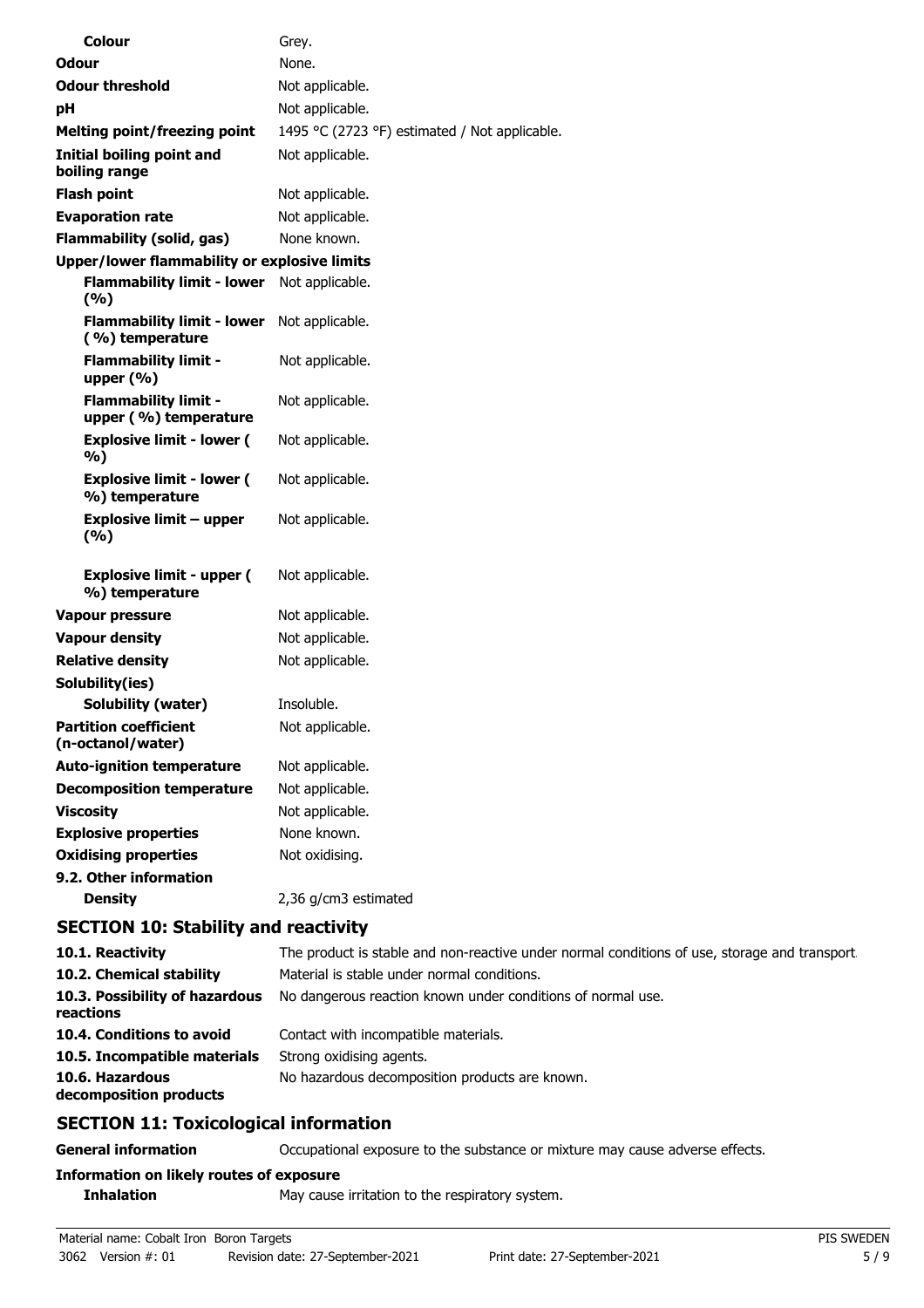| | |
|---|---|
| **Colour** | Grey. |
| **Odour** | None. |
| **Odour threshold** | Not applicable. |
| **pH** | Not applicable. |
| **Melting point/freezing point** | 1495 °C (2723 °F) estimated / Not applicable. |
| **Initial boiling point and boiling range** | Not applicable. |
| **Flash point** | Not applicable. |
| **Evaporation rate** | Not applicable. |
| **Flammability (solid, gas)** | None known. |
| **Upper/lower flammability or explosive limits** | |
| **Flammability limit - lower (%)** | Not applicable. |
| **Flammability limit - lower (%) temperature** | Not applicable. |
| **Flammability limit - upper (%)** | Not applicable. |
| **Flammability limit - upper (%) temperature** | Not applicable. |
| **Explosive limit - lower (%)** | Not applicable. |
| **Explosive limit - lower (%) temperature** | Not applicable. |
| **Explosive limit – upper (%)** | Not applicable. |
| **Explosive limit - upper (%) temperature** | Not applicable. |
| **Vapour pressure** | Not applicable. |
| **Vapour density** | Not applicable. |
| **Relative density** | Not applicable. |
| **Solubility(ies)** | |
| **Solubility (water)** | Insoluble. |
| **Partition coefficient (n-octanol/water)** | Not applicable. |
| **Auto-ignition temperature** | Not applicable. |
| **Decomposition temperature** | Not applicable. |
| **Viscosity** | Not applicable. |
| **Explosive properties** | None known. |
| **Oxidising properties** | Not oxidising. |
| **9.2. Other information** | |
| **Density** | 2,36 g/cm3 estimated |

## SECTION 10: Stability and reactivity

| | |
|---|---|
| **10.1. Reactivity** | The product is stable and non-reactive under normal conditions of use, storage and transport. |
| **10.2. Chemical stability** | Material is stable under normal conditions. |
| **10.3. Possibility of hazardous reactions** | No dangerous reaction known under conditions of normal use. |
| **10.4. Conditions to avoid** | Contact with incompatible materials. |
| **10.5. Incompatible materials** | Strong oxidising agents. |
| **10.6. Hazardous decomposition products** | No hazardous decomposition products are known. |

## SECTION 11: Toxicological information

| | |
|---|---|
| **General information** | Occupational exposure to the substance or mixture may cause adverse effects. |

**Information on likely routes of exposure**

| | |
|---|---|
| **Inhalation** | May cause irritation to the respiratory system. |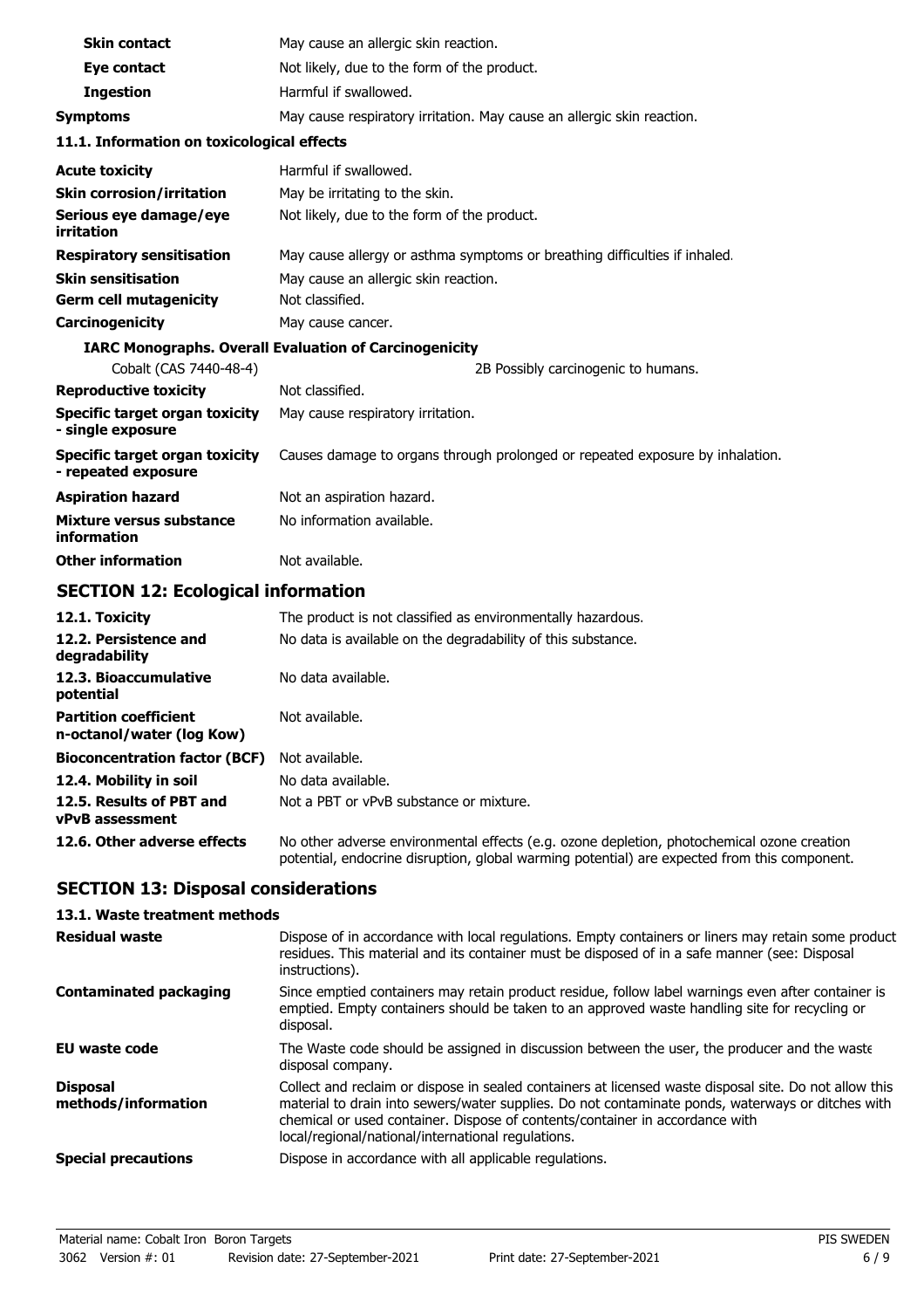| | |
|---|---|
| **Skin contact** | May cause an allergic skin reaction. |
| **Eye contact** | Not likely, due to the form of the product. |
| **Ingestion** | Harmful if swallowed. |
| **Symptoms** | May cause respiratory irritation. May cause an allergic skin reaction. |

### 11.1. Information on toxicological effects

| | |
|---|---|
| **Acute toxicity** | Harmful if swallowed. |
| **Skin corrosion/irritation** | May be irritating to the skin. |
| **Serious eye damage/eye irritation** | Not likely, due to the form of the product. |
| **Respiratory sensitisation** | May cause allergy or asthma symptoms or breathing difficulties if inhaled. |
| **Skin sensitisation** | May cause an allergic skin reaction. |
| **Germ cell mutagenicity** | Not classified. |
| **Carcinogenicity** | May cause cancer. |

**IARC Monographs. Overall Evaluation of Carcinogenicity**

| | |
|---|---|
| Cobalt (CAS 7440-48-4) | 2B Possibly carcinogenic to humans. |

| | |
|---|---|
| **Reproductive toxicity** | Not classified. |
| **Specific target organ toxicity - single exposure** | May cause respiratory irritation. |
| **Specific target organ toxicity - repeated exposure** | Causes damage to organs through prolonged or repeated exposure by inhalation. |
| **Aspiration hazard** | Not an aspiration hazard. |
| **Mixture versus substance information** | No information available. |
| **Other information** | Not available. |

## SECTION 12: Ecological information

| | |
|---|---|
| **12.1. Toxicity** | The product is not classified as environmentally hazardous. |
| **12.2. Persistence and degradability** | No data is available on the degradability of this substance. |
| **12.3. Bioaccumulative potential** | No data available. |
| **Partition coefficient n-octanol/water (log Kow)** | Not available. |
| **Bioconcentration factor (BCF)** | Not available. |
| **12.4. Mobility in soil** | No data available. |
| **12.5. Results of PBT and vPvB assessment** | Not a PBT or vPvB substance or mixture. |
| **12.6. Other adverse effects** | No other adverse environmental effects (e.g. ozone depletion, photochemical ozone creation potential, endocrine disruption, global warming potential) are expected from this component. |

## SECTION 13: Disposal considerations

### 13.1. Waste treatment methods

| | |
|---|---|
| **Residual waste** | Dispose of in accordance with local regulations. Empty containers or liners may retain some product residues. This material and its container must be disposed of in a safe manner (see: Disposal instructions). |
| **Contaminated packaging** | Since emptied containers may retain product residue, follow label warnings even after container is emptied. Empty containers should be taken to an approved waste handling site for recycling or disposal. |
| **EU waste code** | The Waste code should be assigned in discussion between the user, the producer and the waste disposal company. |
| **Disposal methods/information** | Collect and reclaim or dispose in sealed containers at licensed waste disposal site. Do not allow this material to drain into sewers/water supplies. Do not contaminate ponds, waterways or ditches with chemical or used container. Dispose of contents/container in accordance with local/regional/national/international regulations. |
| **Special precautions** | Dispose in accordance with all applicable regulations. |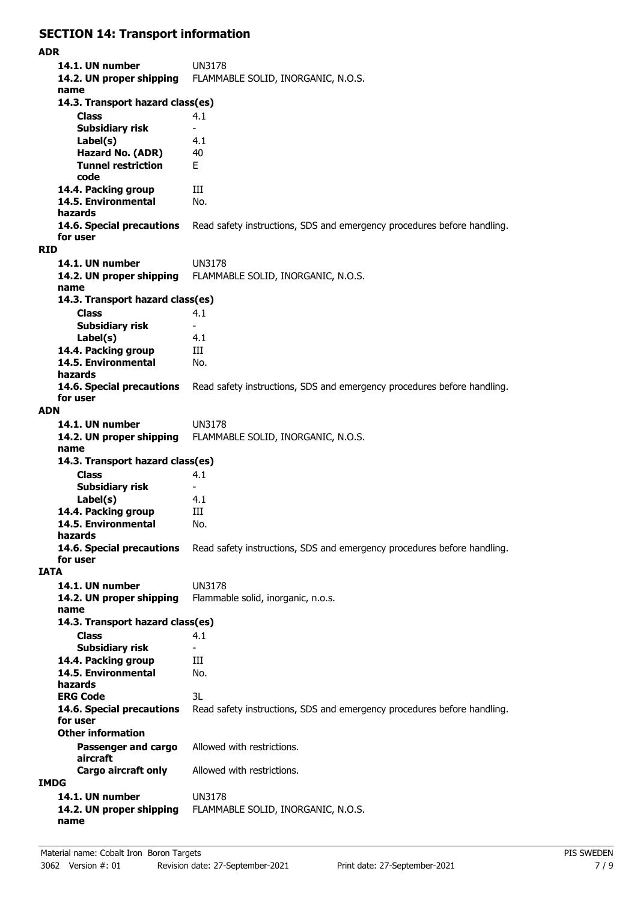## SECTION 14: Transport information

### ADR

| | |
|---|---|
| **14.1. UN number** | UN3178 |
| **14.2. UN proper shipping name** | FLAMMABLE SOLID, INORGANIC, N.O.S. |
| **14.3. Transport hazard class(es)** | |
| **Class** | 4.1 |
| **Subsidiary risk** | - |
| **Label(s)** | 4.1 |
| **Hazard No. (ADR)** | 40 |
| **Tunnel restriction code** | E |
| **14.4. Packing group** | III |
| **14.5. Environmental hazards** | No. |
| **14.6. Special precautions for user** | Read safety instructions, SDS and emergency procedures before handling. |

### RID

| | |
|---|---|
| **14.1. UN number** | UN3178 |
| **14.2. UN proper shipping name** | FLAMMABLE SOLID, INORGANIC, N.O.S. |
| **14.3. Transport hazard class(es)** | |
| **Class** | 4.1 |
| **Subsidiary risk** | - |
| **Label(s)** | 4.1 |
| **14.4. Packing group** | III |
| **14.5. Environmental hazards** | No. |
| **14.6. Special precautions for user** | Read safety instructions, SDS and emergency procedures before handling. |

### ADN

| | |
|---|---|
| **14.1. UN number** | UN3178 |
| **14.2. UN proper shipping name** | FLAMMABLE SOLID, INORGANIC, N.O.S. |
| **14.3. Transport hazard class(es)** | |
| **Class** | 4.1 |
| **Subsidiary risk** | - |
| **Label(s)** | 4.1 |
| **14.4. Packing group** | III |
| **14.5. Environmental hazards** | No. |
| **14.6. Special precautions for user** | Read safety instructions, SDS and emergency procedures before handling. |

### IATA

| | |
|---|---|
| **14.1. UN number** | UN3178 |
| **14.2. UN proper shipping name** | Flammable solid, inorganic, n.o.s. |
| **14.3. Transport hazard class(es)** | |
| **Class** | 4.1 |
| **Subsidiary risk** | - |
| **14.4. Packing group** | III |
| **14.5. Environmental hazards** | No. |
| **ERG Code** | 3L |
| **14.6. Special precautions for user** | Read safety instructions, SDS and emergency procedures before handling. |
| **Other information** | |
| **Passenger and cargo aircraft** | Allowed with restrictions. |
| **Cargo aircraft only** | Allowed with restrictions. |

### IMDG

| | |
|---|---|
| **14.1. UN number** | UN3178 |
| **14.2. UN proper shipping name** | FLAMMABLE SOLID, INORGANIC, N.O.S. |

Material name: Cobalt Iron Boron Targets

3062 Version #: 01 Revision date: 27-September-2021 Print date: 27-September-2021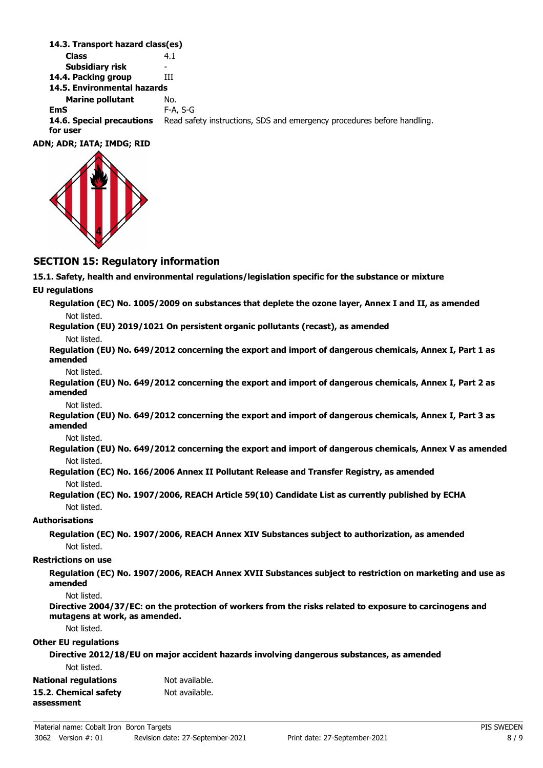**14.3. Transport hazard class(es)**

| | |
|---|---|
| **Class** | 4.1 |
| **Subsidiary risk** | - |
| **14.4. Packing group** | III |
| **14.5. Environmental hazards** | |
| **Marine pollutant** | No. |
| **EmS** | F-A, S-G |
| **14.6. Special precautions for user** | Read safety instructions, SDS and emergency procedures before handling. |

**ADN; ADR; IATA; IMDG; RID**

## SECTION 15: Regulatory information

**15.1. Safety, health and environmental regulations/legislation specific for the substance or mixture**

**EU regulations**

**Regulation (EC) No. 1005/2009 on substances that deplete the ozone layer, Annex I and II, as amended**

Not listed.

**Regulation (EU) 2019/1021 On persistent organic pollutants (recast), as amended**

Not listed.

**Regulation (EU) No. 649/2012 concerning the export and import of dangerous chemicals, Annex I, Part 1 as amended**

Not listed.

**Regulation (EU) No. 649/2012 concerning the export and import of dangerous chemicals, Annex I, Part 2 as amended**

Not listed.

**Regulation (EU) No. 649/2012 concerning the export and import of dangerous chemicals, Annex I, Part 3 as amended**

Not listed.

**Regulation (EU) No. 649/2012 concerning the export and import of dangerous chemicals, Annex V as amended**

Not listed.

**Regulation (EC) No. 166/2006 Annex II Pollutant Release and Transfer Registry, as amended**

Not listed.

**Regulation (EC) No. 1907/2006, REACH Article 59(10) Candidate List as currently published by ECHA**

Not listed.

**Authorisations**

**Regulation (EC) No. 1907/2006, REACH Annex XIV Substances subject to authorization, as amended**

Not listed.

**Restrictions on use**

**Regulation (EC) No. 1907/2006, REACH Annex XVII Substances subject to restriction on marketing and use as amended**

Not listed.

**Directive 2004/37/EC: on the protection of workers from the risks related to exposure to carcinogens and mutagens at work, as amended.**

Not listed.

**Other EU regulations**

**Directive 2012/18/EU on major accident hazards involving dangerous substances, as amended**

Not listed.

| | |
|---|---|
| **National regulations** | Not available. |
| **15.2. Chemical safety assessment** | Not available. |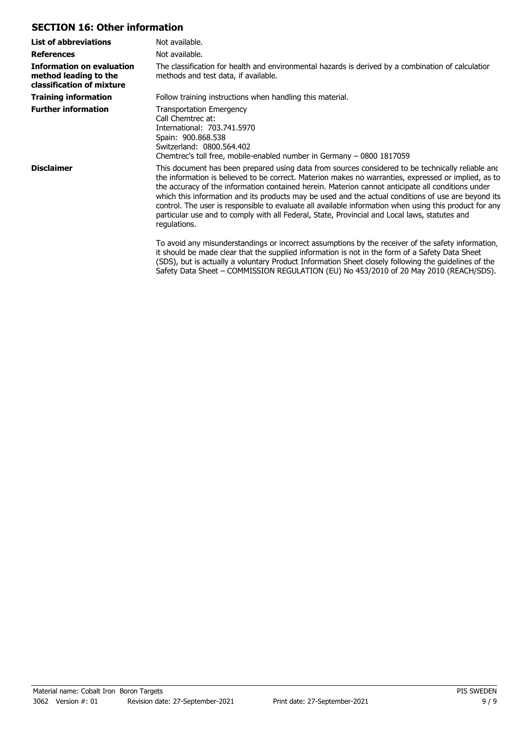## SECTION 16: Other information

| | |
|---|---|
| **List of abbreviations** | Not available. |
| **References** | Not available. |
| **Information on evaluation method leading to the classification of mixture** | The classification for health and environmental hazards is derived by a combination of calculatior methods and test data, if available. |
| **Training information** | Follow training instructions when handling this material. |
| **Further information** | Transportation Emergency<br>Call Chemtrec at:<br>International: 703.741.5970<br>Spain: 900.868.538<br>Switzerland: 0800.564.402<br>Chemtrec's toll free, mobile-enabled number in Germany – 0800 1817059 |
| **Disclaimer** | This document has been prepared using data from sources considered to be technically reliable anc the information is believed to be correct. Materion makes no warranties, expressed or implied, as to the accuracy of the information contained herein. Materion cannot anticipate all conditions under which this information and its products may be used and the actual conditions of use are beyond its control. The user is responsible to evaluate all available information when using this product for any particular use and to comply with all Federal, State, Provincial and Local laws, statutes and regulations.<br><br>To avoid any misunderstandings or incorrect assumptions by the receiver of the safety information, it should be made clear that the supplied information is not in the form of a Safety Data Sheet (SDS), but is actually a voluntary Product Information Sheet closely following the guidelines of the Safety Data Sheet – COMMISSION REGULATION (EU) No 453/2010 of 20 May 2010 (REACH/SDS). |